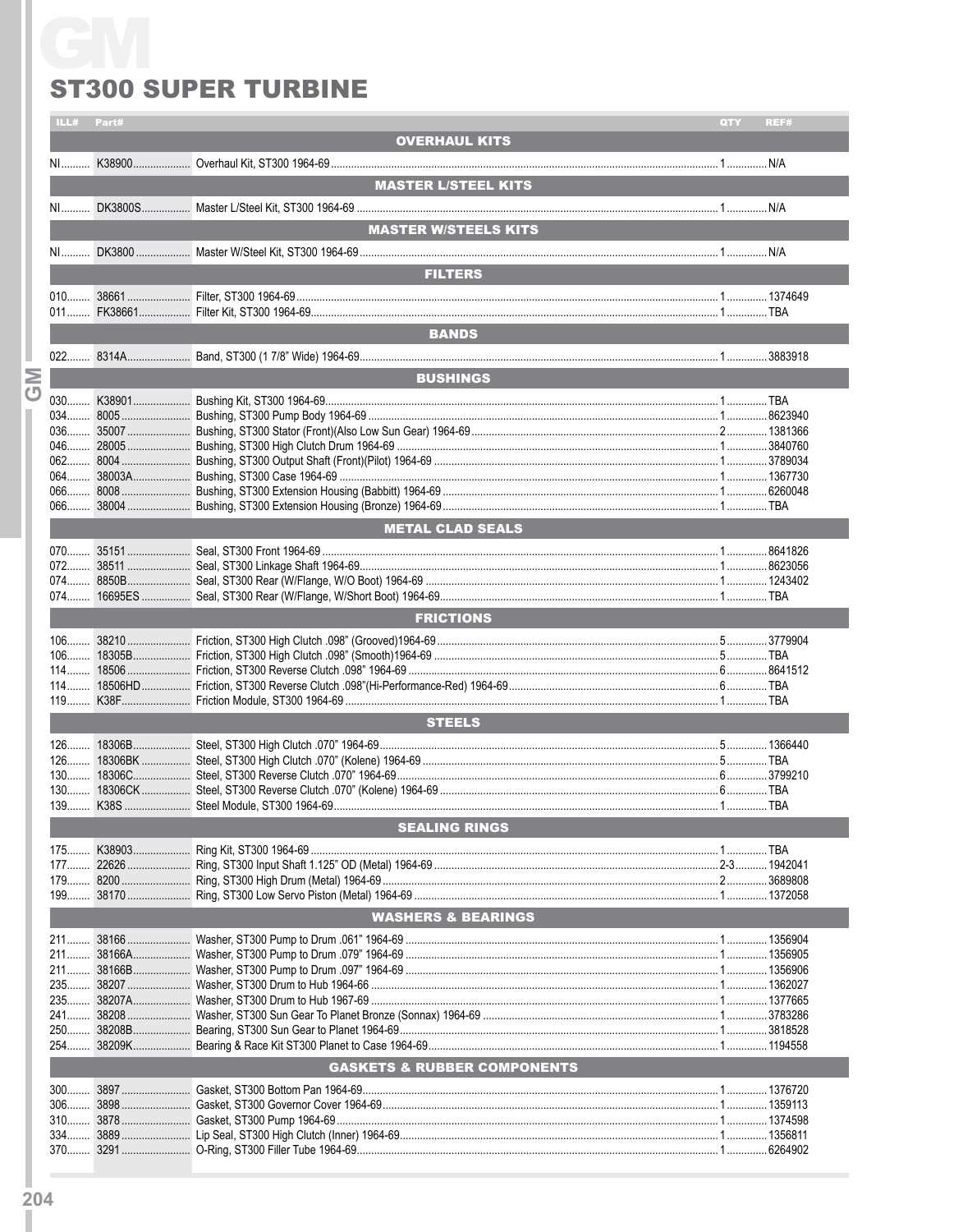# GM

## ST300 SUPER TURBINE

| ILL# | Part# | | QTY | REF# |
|---|---|---|---|---|
| | | **OVERHAUL KITS** | | |
| NI | K38900 | Overhaul Kit, ST300 1964-69 | 1 | N/A |
| | | **MASTER L/STEEL KITS** | | |
| NI | DK3800S | Master L/Steel Kit, ST300 1964-69 | 1 | N/A |
| | | **MASTER W/STEELS KITS** | | |
| NI | DK3800 | Master W/Steel Kit, ST300 1964-69 | 1 | N/A |
| | | **FILTERS** | | |
| 010 | 38661 | Filter, ST300 1964-69 | 1 | 1374649 |
| 011 | FK38661 | Filter Kit, ST300 1964-69 | 1 | TBA |
| | | **BANDS** | | |
| 022 | 8314A | Band, ST300 (1 7/8" Wide) 1964-69 | 1 | 3883918 |
| | | **BUSHINGS** | | |
| 030 | K38901 | Bushing Kit, ST300 1964-69 | 1 | TBA |
| 034 | 8005 | Bushing, ST300 Pump Body 1964-69 | 1 | 8623940 |
| 036 | 35007 | Bushing, ST300 Stator (Front)(Also Low Sun Gear) 1964-69 | 2 | 1381366 |
| 046 | 28005 | Bushing, ST300 High Clutch Drum 1964-69 | 1 | 3840760 |
| 062 | 8004 | Bushing, ST300 Output Shaft (Front)(Pilot) 1964-69 | 1 | 3789034 |
| 064 | 38003A | Bushing, ST300 Case 1964-69 | 1 | 1367730 |
| 066 | 8008 | Bushing, ST300 Extension Housing (Babbitt) 1964-69 | 1 | 6260048 |
| 066 | 38004 | Bushing, ST300 Extension Housing (Bronze) 1964-69 | 1 | TBA |
| | | **METAL CLAD SEALS** | | |
| 070 | 35151 | Seal, ST300 Front 1964-69 | 1 | 8641826 |
| 072 | 38511 | Seal, ST300 Linkage Shaft 1964-69 | 1 | 8623056 |
| 074 | 8850B | Seal, ST300 Rear (W/Flange, W/O Boot) 1964-69 | 1 | 1243402 |
| 074 | 16695ES | Seal, ST300 Rear (W/Flange, W/Short Boot) 1964-69 | 1 | TBA |
| | | **FRICTIONS** | | |
| 106 | 38210 | Friction, ST300 High Clutch .098" (Grooved)1964-69 | 5 | 3779904 |
| 106 | 18305B | Friction, ST300 High Clutch .098" (Smooth)1964-69 | 5 | TBA |
| 114 | 18506 | Friction, ST300 Reverse Clutch .098" 1964-69 | 6 | 8641512 |
| 114 | 18506HD | Friction, ST300 Reverse Clutch .098"(Hi-Performance-Red) 1964-69 | 6 | TBA |
| 119 | K38F | Friction Module, ST300 1964-69 | 1 | TBA |
| | | **STEELS** | | |
| 126 | 18306B | Steel, ST300 High Clutch .070" 1964-69 | 5 | 1366440 |
| 126 | 18306BK | Steel, ST300 High Clutch .070" (Kolene) 1964-69 | 5 | TBA |
| 130 | 18306C | Steel, ST300 Reverse Clutch .070" 1964-69 | 6 | 3799210 |
| 130 | 18306CK | Steel, ST300 Reverse Clutch .070" (Kolene) 1964-69 | 6 | TBA |
| 139 | K38S | Steel Module, ST300 1964-69 | 1 | TBA |
| | | **SEALING RINGS** | | |
| 175 | K38903 | Ring Kit, ST300 1964-69 | 1 | TBA |
| 177 | 22626 | Ring, ST300 Input Shaft 1.125" OD (Metal) 1964-69 | 2-3 | 1942041 |
| 179 | 8200 | Ring, ST300 High Drum (Metal) 1964-69 | 2 | 3689808 |
| 199 | 38170 | Ring, ST300 Low Servo Piston (Metal) 1964-69 | 1 | 1372058 |
| | | **WASHERS & BEARINGS** | | |
| 211 | 38166 | Washer, ST300 Pump to Drum .061" 1964-69 | 1 | 1356904 |
| 211 | 38166A | Washer, ST300 Pump to Drum .079" 1964-69 | 1 | 1356905 |
| 211 | 38166B | Washer, ST300 Pump to Drum .097" 1964-69 | 1 | 1356906 |
| 235 | 38207 | Washer, ST300 Drum to Hub 1964-66 | 1 | 1362027 |
| 235 | 38207A | Washer, ST300 Drum to Hub 1967-69 | 1 | 1377665 |
| 241 | 38208 | Washer, ST300 Sun Gear To Planet Bronze (Sonnax) 1964-69 | 1 | 3783286 |
| 250 | 38208B | Bearing, ST300 Sun Gear to Planet 1964-69 | 1 | 3818528 |
| 254 | 38209K | Bearing & Race Kit ST300 Planet to Case 1964-69 | 1 | 1194558 |
| | | **GASKETS & RUBBER COMPONENTS** | | |
| 300 | 3897 | Gasket, ST300 Bottom Pan 1964-69 | 1 | 1376720 |
| 306 | 3898 | Gasket, ST300 Governor Cover 1964-69 | 1 | 1359113 |
| 310 | 3878 | Gasket, ST300 Pump 1964-69 | 1 | 1374598 |
| 334 | 3889 | Lip Seal, ST300 High Clutch (Inner) 1964-69 | 1 | 1356811 |
| 370 | 3291 | O-Ring, ST300 Filler Tube 1964-69 | 1 | 6264902 |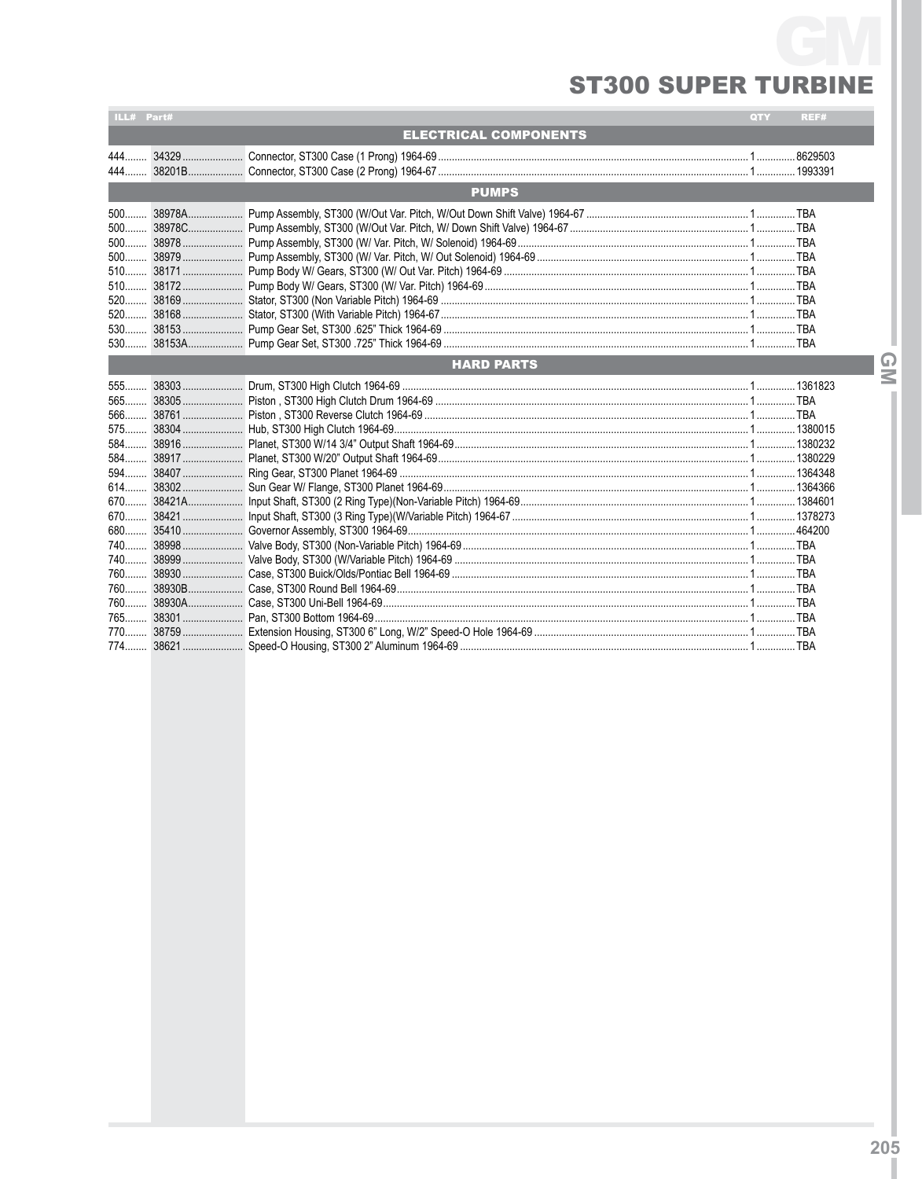# ST300 SUPER TURBINE

| ILL# | Part# | | QTY | REF# |
|---|---|---|---|---|
| | | **ELECTRICAL COMPONENTS** | | |
| 444 | 34329 | Connector, ST300 Case (1 Prong) 1964-69 | 1 | 8629503 |
| 444 | 38201B | Connector, ST300 Case (2 Prong) 1964-67 | 1 | 1993391 |
| | | **PUMPS** | | |
| 500 | 38978A | Pump Assembly, ST300 (W/Out Var. Pitch, W/Out Down Shift Valve) 1964-67 | 1 | TBA |
| 500 | 38978C | Pump Assembly, ST300 (W/Out Var. Pitch, W/ Down Shift Valve) 1964-67 | 1 | TBA |
| 500 | 38978 | Pump Assembly, ST300 (W/ Var. Pitch, W/ Solenoid) 1964-69 | 1 | TBA |
| 500 | 38979 | Pump Assembly, ST300 (W/ Var. Pitch, W/ Out Solenoid) 1964-69 | 1 | TBA |
| 510 | 38171 | Pump Body W/ Gears, ST300 (W/ Out Var. Pitch) 1964-69 | 1 | TBA |
| 510 | 38172 | Pump Body W/ Gears, ST300 (W/ Var. Pitch) 1964-69 | 1 | TBA |
| 520 | 38169 | Stator, ST300 (Non Variable Pitch) 1964-69 | 1 | TBA |
| 520 | 38168 | Stator, ST300 (With Variable Pitch) 1964-67 | 1 | TBA |
| 530 | 38153 | Pump Gear Set, ST300 .625" Thick 1964-69 | 1 | TBA |
| 530 | 38153A | Pump Gear Set, ST300 .725" Thick 1964-69 | 1 | TBA |
| | | **HARD PARTS** | | |
| 555 | 38303 | Drum, ST300 High Clutch 1964-69 | 1 | 1361823 |
| 565 | 38305 | Piston , ST300 High Clutch Drum 1964-69 | 1 | TBA |
| 566 | 38761 | Piston , ST300 Reverse Clutch 1964-69 | 1 | TBA |
| 575 | 38304 | Hub, ST300 High Clutch 1964-69 | 1 | 1380015 |
| 584 | 38916 | Planet, ST300 W/14 3/4" Output Shaft 1964-69 | 1 | 1380232 |
| 584 | 38917 | Planet, ST300 W/20" Output Shaft 1964-69 | 1 | 1380229 |
| 594 | 38407 | Ring Gear, ST300 Planet 1964-69 | 1 | 1364348 |
| 614 | 38302 | Sun Gear W/ Flange, ST300 Planet 1964-69 | 1 | 1364366 |
| 670 | 38421A | Input Shaft, ST300 (2 Ring Type)(Non-Variable Pitch) 1964-69 | 1 | 1384601 |
| 670 | 38421 | Input Shaft, ST300 (3 Ring Type)(W/Variable Pitch) 1964-67 | 1 | 1378273 |
| 680 | 35410 | Governor Assembly, ST300 1964-69 | 1 | 464200 |
| 740 | 38998 | Valve Body, ST300 (Non-Variable Pitch) 1964-69 | 1 | TBA |
| 740 | 38999 | Valve Body, ST300 (W/Variable Pitch) 1964-69 | 1 | TBA |
| 760 | 38930 | Case, ST300 Buick/Olds/Pontiac Bell 1964-69 | 1 | TBA |
| 760 | 38930B | Case, ST300 Round Bell 1964-69 | 1 | TBA |
| 760 | 38930A | Case, ST300 Uni-Bell 1964-69 | 1 | TBA |
| 765 | 38301 | Pan, ST300 Bottom 1964-69 | 1 | TBA |
| 770 | 38759 | Extension Housing, ST300 6" Long, W/2" Speed-O Hole 1964-69 | 1 | TBA |
| 774 | 38621 | Speed-O Housing, ST300 2" Aluminum 1964-69 | 1 | TBA |